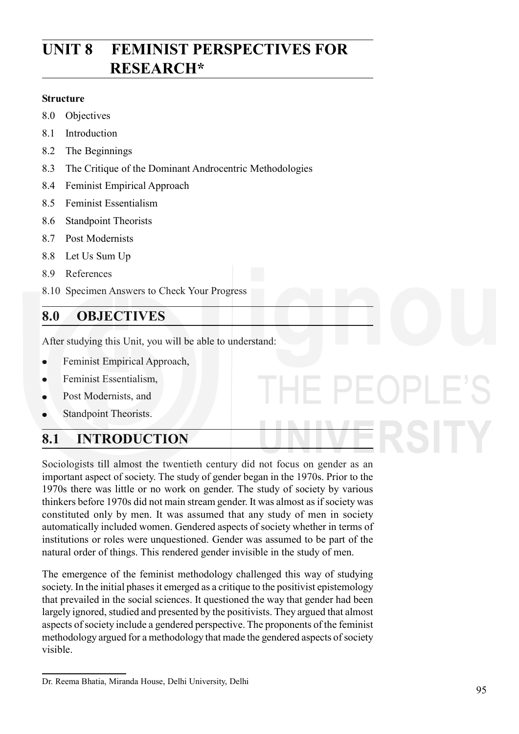# UNIT 8 FEMINIST PERSPECTIVES FOR RESEARCH*

**Structure**

8.0 Objectives

8.1 Introduction

8.2 The Beginnings

8.3 The Critique of the Dominant Androcentric Methodologies

8.4 Feminist Empirical Approach

8.5 Feminist Essentialism

8.6 Standpoint Theorists

8.7 Post Modernists

8.8 Let Us Sum Up

8.9 References

8.10 Specimen Answers to Check Your Progress

## 8.0 OBJECTIVES

After studying this Unit, you will be able to understand:

- Feminist Empirical Approach,
- Feminist Essentialism,
- Post Modernists, and
- Standpoint Theorists.

## 8.1 INTRODUCTION

Sociologists till almost the twentieth century did not focus on gender as an important aspect of society. The study of gender began in the 1970s. Prior to the 1970s there was little or no work on gender. The study of society by various thinkers before 1970s did not main stream gender. It was almost as if society was constituted only by men. It was assumed that any study of men in society automatically included women. Gendered aspects of society whether in terms of institutions or roles were unquestioned. Gender was assumed to be part of the natural order of things. This rendered gender invisible in the study of men.

The emergence of the feminist methodology challenged this way of studying society. In the initial phases it emerged as a critique to the positivist epistemology that prevailed in the social sciences. It questioned the way that gender had been largely ignored, studied and presented by the positivists. They argued that almost aspects of society include a gendered perspective. The proponents of the feminist methodology argued for a methodology that made the gendered aspects of society visible.

---

Dr. Reema Bhatia, Miranda House, Delhi University, Delhi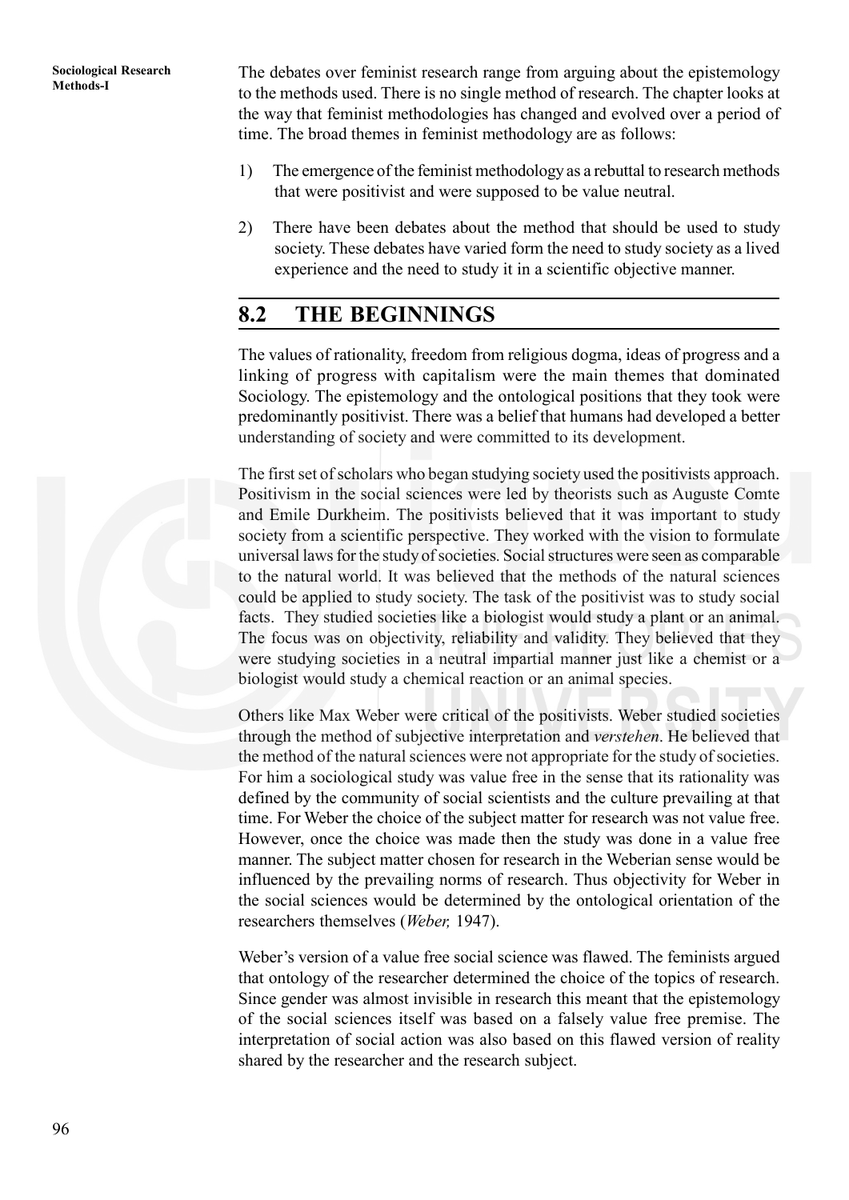The debates over feminist research range from arguing about the epistemology to the methods used. There is no single method of research. The chapter looks at the way that feminist methodologies has changed and evolved over a period of time. The broad themes in feminist methodology are as follows:

1) The emergence of the feminist methodology as a rebuttal to research methods that were positivist and were supposed to be value neutral.

2) There have been debates about the method that should be used to study society. These debates have varied form the need to study society as a lived experience and the need to study it in a scientific objective manner.

## 8.2 THE BEGINNINGS

The values of rationality, freedom from religious dogma, ideas of progress and a linking of progress with capitalism were the main themes that dominated Sociology. The epistemology and the ontological positions that they took were predominantly positivist. There was a belief that humans had developed a better understanding of society and were committed to its development.

The first set of scholars who began studying society used the positivists approach. Positivism in the social sciences were led by theorists such as Auguste Comte and Emile Durkheim. The positivists believed that it was important to study society from a scientific perspective. They worked with the vision to formulate universal laws for the study of societies. Social structures were seen as comparable to the natural world. It was believed that the methods of the natural sciences could be applied to study society. The task of the positivist was to study social facts. They studied societies like a biologist would study a plant or an animal. The focus was on objectivity, reliability and validity. They believed that they were studying societies in a neutral impartial manner just like a chemist or a biologist would study a chemical reaction or an animal species.

Others like Max Weber were critical of the positivists. Weber studied societies through the method of subjective interpretation and *verstehen*. He believed that the method of the natural sciences were not appropriate for the study of societies. For him a sociological study was value free in the sense that its rationality was defined by the community of social scientists and the culture prevailing at that time. For Weber the choice of the subject matter for research was not value free. However, once the choice was made then the study was done in a value free manner. The subject matter chosen for research in the Weberian sense would be influenced by the prevailing norms of research. Thus objectivity for Weber in the social sciences would be determined by the ontological orientation of the researchers themselves (*Weber,* 1947).

Weber's version of a value free social science was flawed. The feminists argued that ontology of the researcher determined the choice of the topics of research. Since gender was almost invisible in research this meant that the epistemology of the social sciences itself was based on a falsely value free premise. The interpretation of social action was also based on this flawed version of reality shared by the researcher and the research subject.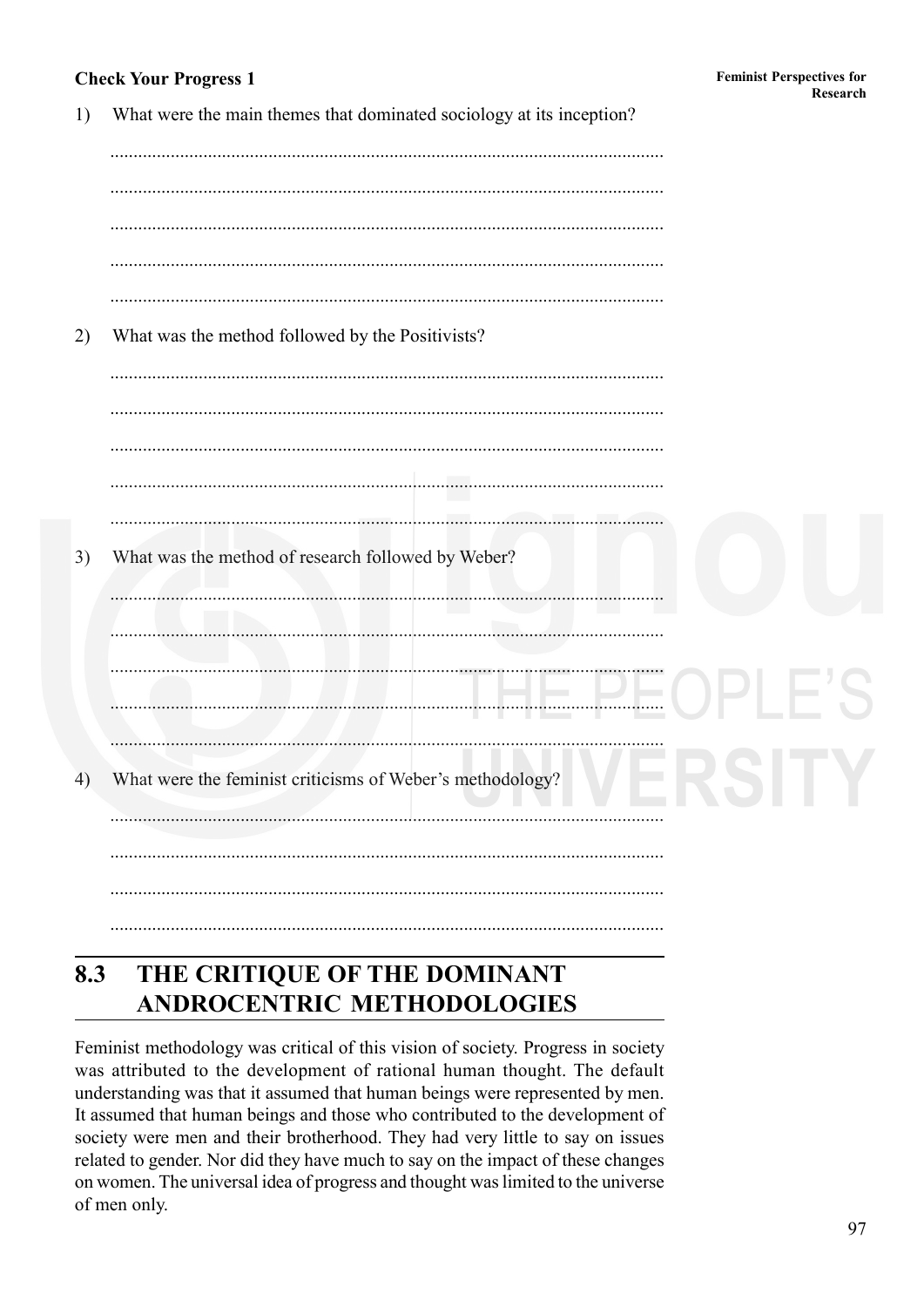**Check Your Progress 1**

1) What were the main themes that dominated sociology at its inception?

......................................................................................................................

......................................................................................................................

......................................................................................................................

......................................................................................................................

......................................................................................................................

2) What was the method followed by the Positivists?

......................................................................................................................

......................................................................................................................

......................................................................................................................

......................................................................................................................

......................................................................................................................

3) What was the method of research followed by Weber?

......................................................................................................................

......................................................................................................................

......................................................................................................................

......................................................................................................................

......................................................................................................................

4) What were the feminist criticisms of Weber's methodology?

......................................................................................................................

......................................................................................................................

......................................................................................................................

......................................................................................................................

## 8.3 THE CRITIQUE OF THE DOMINANT ANDROCENTRIC METHODOLOGIES

Feminist methodology was critical of this vision of society. Progress in society was attributed to the development of rational human thought. The default understanding was that it assumed that human beings were represented by men. It assumed that human beings and those who contributed to the development of society were men and their brotherhood. They had very little to say on issues related to gender. Nor did they have much to say on the impact of these changes on women. The universal idea of progress and thought was limited to the universe of men only.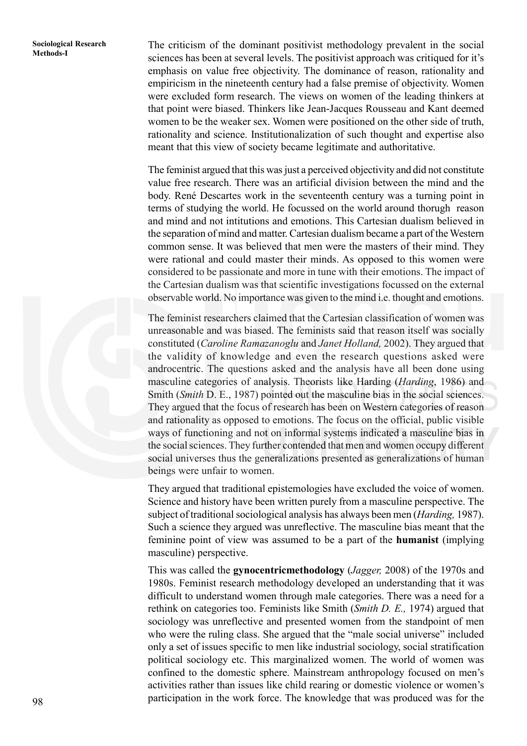The criticism of the dominant positivist methodology prevalent in the social sciences has been at several levels. The positivist approach was critiqued for it's emphasis on value free objectivity. The dominance of reason, rationality and empiricism in the nineteenth century had a false premise of objectivity. Women were excluded form research. The views on women of the leading thinkers at that point were biased. Thinkers like Jean-Jacques Rousseau and Kant deemed women to be the weaker sex. Women were positioned on the other side of truth, rationality and science. Institutionalization of such thought and expertise also meant that this view of society became legitimate and authoritative.

The feminist argued that this was just a perceived objectivity and did not constitute value free research. There was an artificial division between the mind and the body. René Descartes work in the seventeenth century was a turning point in terms of studying the world. He focussed on the world around thorugh reason and mind and not intitutions and emotions. This Cartesian dualism believed in the separation of mind and matter. Cartesian dualism became a part of the Western common sense. It was believed that men were the masters of their mind. They were rational and could master their minds. As opposed to this women were considered to be passionate and more in tune with their emotions. The impact of the Cartesian dualism was that scientific investigations focussed on the external observable world. No importance was given to the mind i.e. thought and emotions.

The feminist researchers claimed that the Cartesian classification of women was unreasonable and was biased. The feminists said that reason itself was socially constituted (*Caroline Ramazanoglu* and *Janet Holland,* 2002). They argued that the validity of knowledge and even the research questions asked were androcentric. The questions asked and the analysis have all been done using masculine categories of analysis. Theorists like Harding (*Harding*, 1986) and Smith (*Smith* D. E., 1987) pointed out the masculine bias in the social sciences. They argued that the focus of research has been on Western categories of reason and rationality as opposed to emotions. The focus on the official, public visible ways of functioning and not on informal systems indicated a masculine bias in the social sciences. They further contended that men and women occupy different social universes thus the generalizations presented as generalizations of human beings were unfair to women.

They argued that traditional epistemologies have excluded the voice of women. Science and history have been written purely from a masculine perspective. The subject of traditional sociological analysis has always been men (*Harding,* 1987). Such a science they argued was unreflective. The masculine bias meant that the feminine point of view was assumed to be a part of the **humanist** (implying masculine) perspective.

This was called the **gynocentricmethodology** (*Jagger,* 2008) of the 1970s and 1980s. Feminist research methodology developed an understanding that it was difficult to understand women through male categories. There was a need for a rethink on categories too. Feminists like Smith (*Smith D. E.,* 1974) argued that sociology was unreflective and presented women from the standpoint of men who were the ruling class. She argued that the "male social universe" included only a set of issues specific to men like industrial sociology, social stratification political sociology etc. This marginalized women. The world of women was confined to the domestic sphere. Mainstream anthropology focused on men's activities rather than issues like child rearing or domestic violence or women's participation in the work force. The knowledge that was produced was for the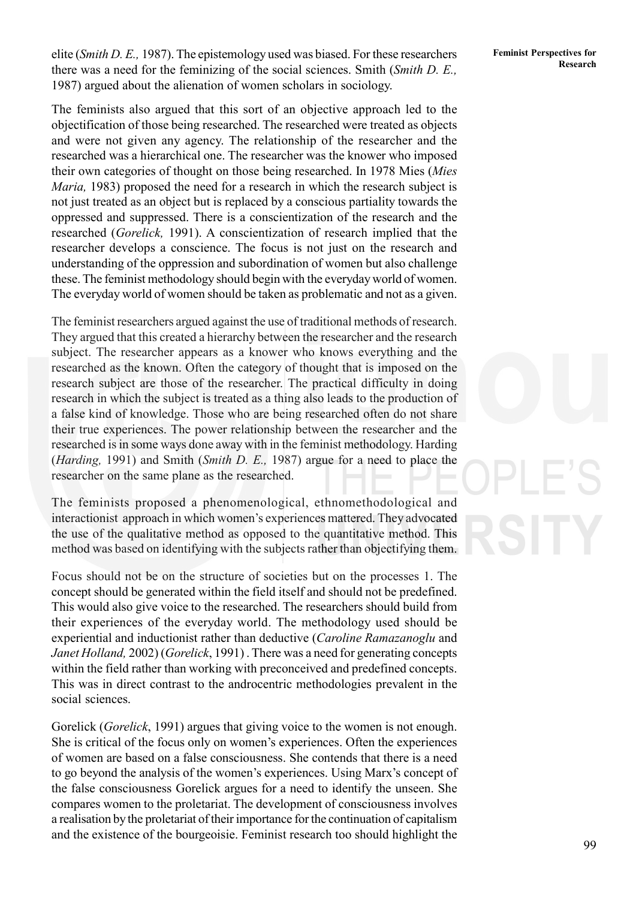elite (*Smith D. E.,* 1987). The epistemology used was biased. For these researchers there was a need for the feminizing of the social sciences. Smith (*Smith D. E.,* 1987) argued about the alienation of women scholars in sociology.

The feminists also argued that this sort of an objective approach led to the objectification of those being researched. The researched were treated as objects and were not given any agency. The relationship of the researcher and the researched was a hierarchical one. The researcher was the knower who imposed their own categories of thought on those being researched. In 1978 Mies (*Mies Maria,* 1983) proposed the need for a research in which the research subject is not just treated as an object but is replaced by a conscious partiality towards the oppressed and suppressed. There is a conscientization of the research and the researched (*Gorelick,* 1991). A conscientization of research implied that the researcher develops a conscience. The focus is not just on the research and understanding of the oppression and subordination of women but also challenge these. The feminist methodology should begin with the everyday world of women. The everyday world of women should be taken as problematic and not as a given.

The feminist researchers argued against the use of traditional methods of research. They argued that this created a hierarchy between the researcher and the research subject. The researcher appears as a knower who knows everything and the researched as the known. Often the category of thought that is imposed on the research subject are those of the researcher. The practical difficulty in doing research in which the subject is treated as a thing also leads to the production of a false kind of knowledge. Those who are being researched often do not share their true experiences. The power relationship between the researcher and the researched is in some ways done away with in the feminist methodology. Harding (*Harding,* 1991) and Smith (*Smith D. E.,* 1987) argue for a need to place the researcher on the same plane as the researched.

The feminists proposed a phenomenological, ethnomethodological and interactionist approach in which women's experiences mattered. They advocated the use of the qualitative method as opposed to the quantitative method. This method was based on identifying with the subjects rather than objectifying them.

Focus should not be on the structure of societies but on the processes 1. The concept should be generated within the field itself and should not be predefined. This would also give voice to the researched. The researchers should build from their experiences of the everyday world. The methodology used should be experiential and inductionist rather than deductive (*Caroline Ramazanoglu* and *Janet Holland,* 2002) (*Gorelick*, 1991) . There was a need for generating concepts within the field rather than working with preconceived and predefined concepts. This was in direct contrast to the androcentric methodologies prevalent in the social sciences.

Gorelick (*Gorelick*, 1991) argues that giving voice to the women is not enough. She is critical of the focus only on women's experiences. Often the experiences of women are based on a false consciousness. She contends that there is a need to go beyond the analysis of the women's experiences. Using Marx's concept of the false consciousness Gorelick argues for a need to identify the unseen. She compares women to the proletariat. The development of consciousness involves a realisation by the proletariat of their importance for the continuation of capitalism and the existence of the bourgeoisie. Feminist research too should highlight the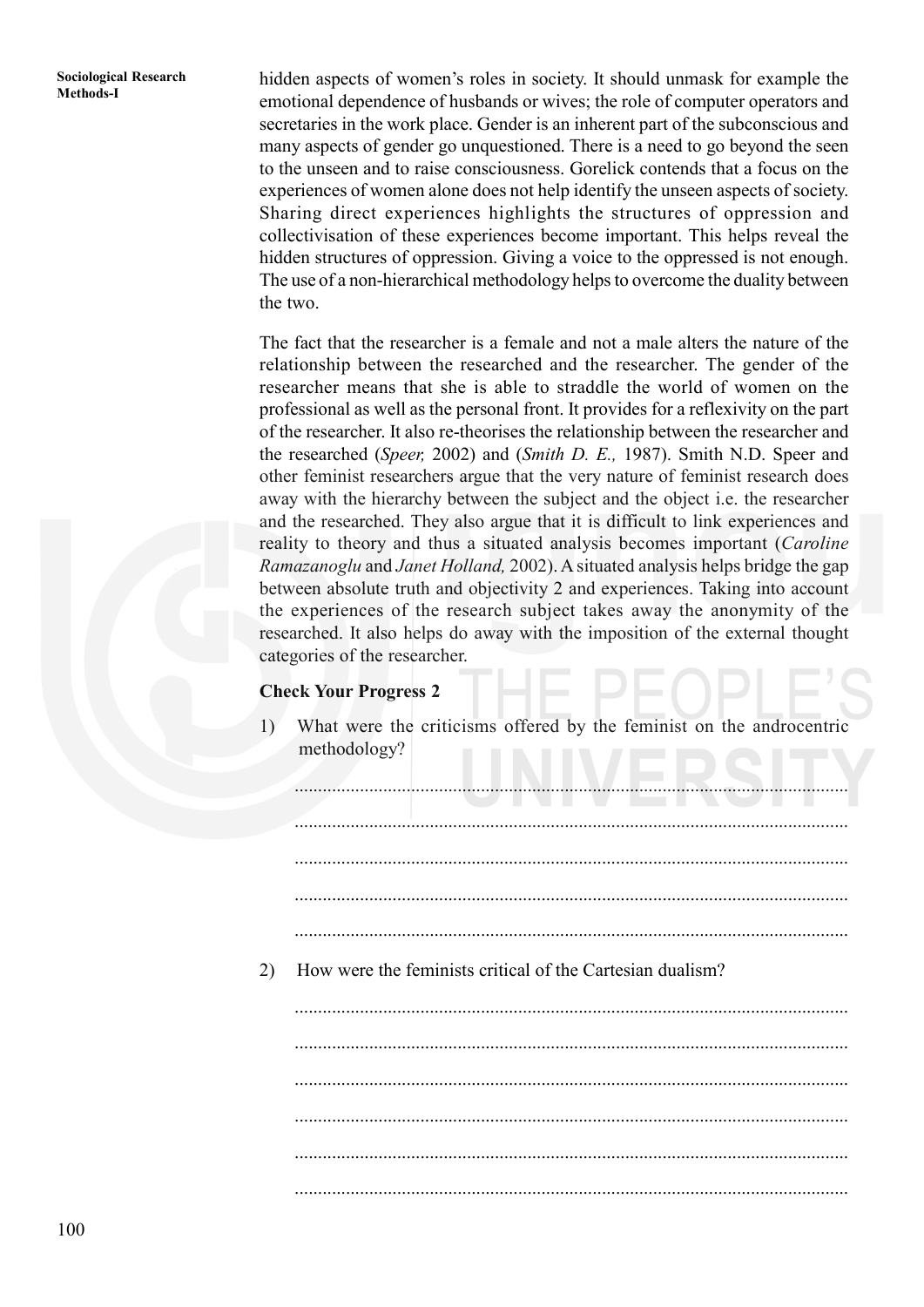hidden aspects of women's roles in society. It should unmask for example the emotional dependence of husbands or wives; the role of computer operators and secretaries in the work place. Gender is an inherent part of the subconscious and many aspects of gender go unquestioned. There is a need to go beyond the seen to the unseen and to raise consciousness. Gorelick contends that a focus on the experiences of women alone does not help identify the unseen aspects of society. Sharing direct experiences highlights the structures of oppression and collectivisation of these experiences become important. This helps reveal the hidden structures of oppression. Giving a voice to the oppressed is not enough. The use of a non-hierarchical methodology helps to overcome the duality between the two.

The fact that the researcher is a female and not a male alters the nature of the relationship between the researched and the researcher. The gender of the researcher means that she is able to straddle the world of women on the professional as well as the personal front. It provides for a reflexivity on the part of the researcher. It also re-theorises the relationship between the researcher and the researched (*Speer,* 2002) and (*Smith D. E.,* 1987). Smith N.D. Speer and other feminist researchers argue that the very nature of feminist research does away with the hierarchy between the subject and the object i.e. the researcher and the researched. They also argue that it is difficult to link experiences and reality to theory and thus a situated analysis becomes important (*Caroline Ramazanoglu* and *Janet Holland,* 2002). A situated analysis helps bridge the gap between absolute truth and objectivity 2 and experiences. Taking into account the experiences of the research subject takes away the anonymity of the researched. It also helps do away with the imposition of the external thought categories of the researcher.

**Check Your Progress 2**

1) What were the criticisms offered by the feminist on the androcentric methodology?

......................................................................................................................

......................................................................................................................

......................................................................................................................

......................................................................................................................

......................................................................................................................

2) How were the feminists critical of the Cartesian dualism?

......................................................................................................................

......................................................................................................................

......................................................................................................................

......................................................................................................................

......................................................................................................................

......................................................................................................................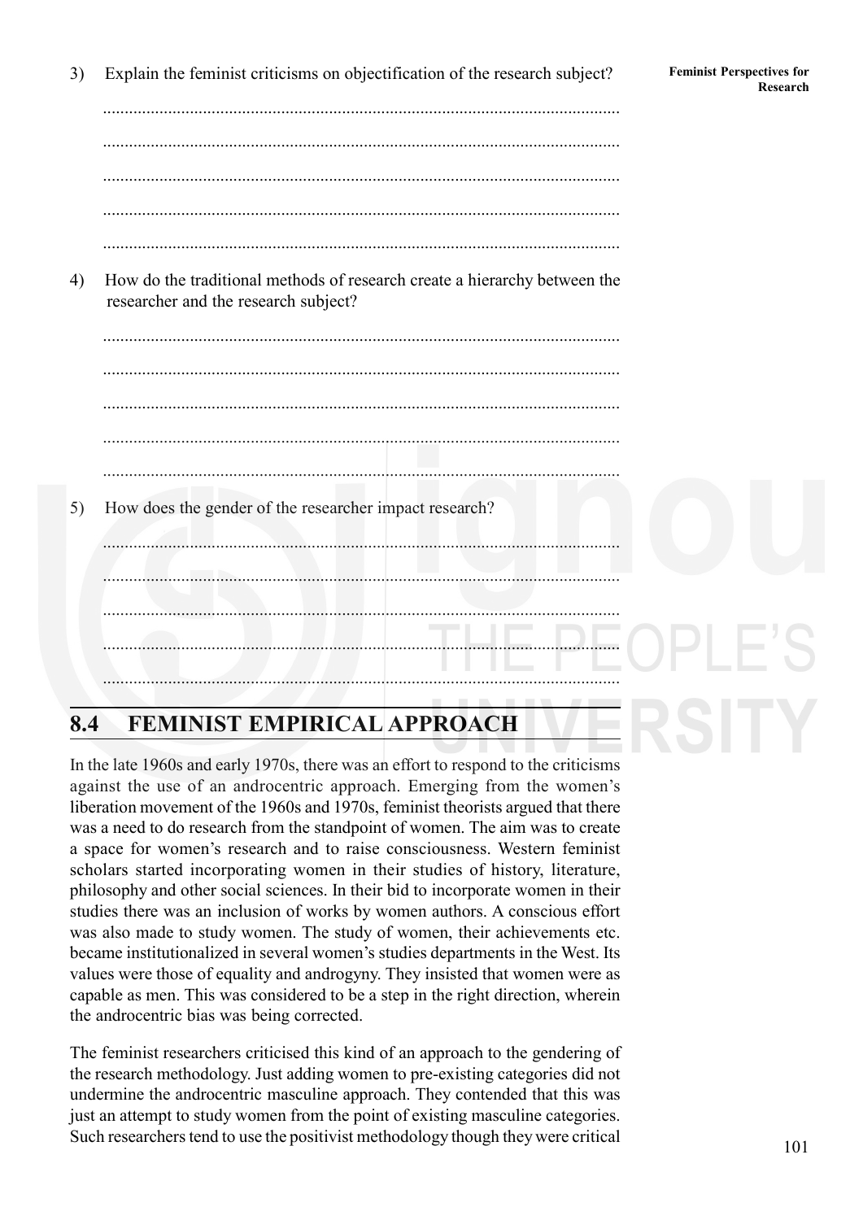3) Explain the feminist criticisms on objectification of the research subject?

......................................................................................................................

......................................................................................................................

......................................................................................................................

......................................................................................................................

......................................................................................................................

4) How do the traditional methods of research create a hierarchy between the researcher and the research subject?

......................................................................................................................

......................................................................................................................

......................................................................................................................

......................................................................................................................

......................................................................................................................

5) How does the gender of the researcher impact research?

......................................................................................................................

......................................................................................................................

......................................................................................................................

......................................................................................................................

......................................................................................................................

## 8.4 FEMINIST EMPIRICAL APPROACH

In the late 1960s and early 1970s, there was an effort to respond to the criticisms against the use of an androcentric approach. Emerging from the women's liberation movement of the 1960s and 1970s, feminist theorists argued that there was a need to do research from the standpoint of women. The aim was to create a space for women's research and to raise consciousness. Western feminist scholars started incorporating women in their studies of history, literature, philosophy and other social sciences. In their bid to incorporate women in their studies there was an inclusion of works by women authors. A conscious effort was also made to study women. The study of women, their achievements etc. became institutionalized in several women's studies departments in the West. Its values were those of equality and androgyny. They insisted that women were as capable as men. This was considered to be a step in the right direction, wherein the androcentric bias was being corrected.

The feminist researchers criticised this kind of an approach to the gendering of the research methodology. Just adding women to pre-existing categories did not undermine the androcentric masculine approach. They contended that this was just an attempt to study women from the point of existing masculine categories. Such researchers tend to use the positivist methodology though they were critical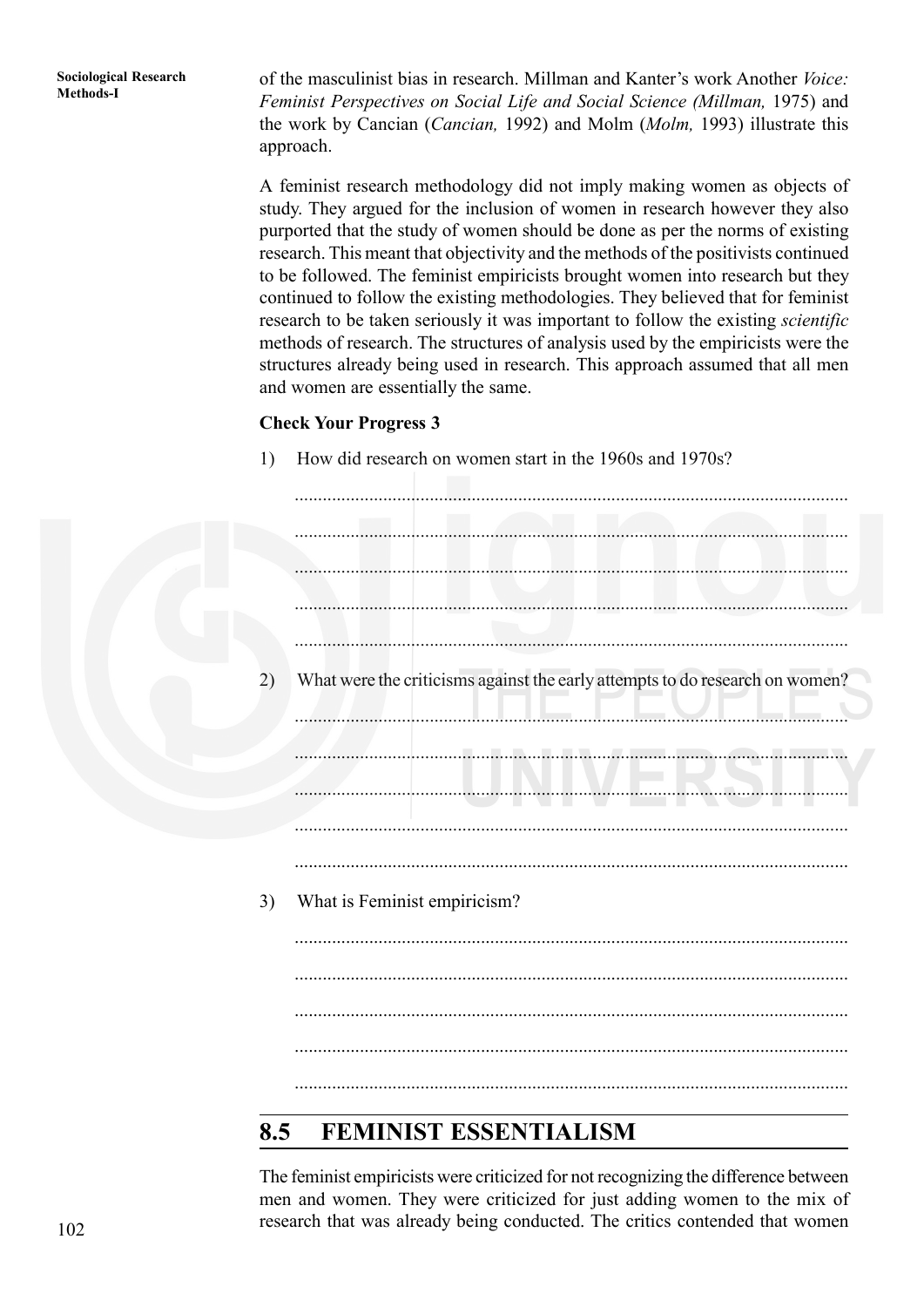of the masculinist bias in research. Millman and Kanter's work Another *Voice: Feminist Perspectives on Social Life and Social Science (Millman,* 1975) and the work by Cancian (*Cancian,* 1992) and Molm (*Molm,* 1993) illustrate this approach.

A feminist research methodology did not imply making women as objects of study. They argued for the inclusion of women in research however they also purported that the study of women should be done as per the norms of existing research. This meant that objectivity and the methods of the positivists continued to be followed. The feminist empiricists brought women into research but they continued to follow the existing methodologies. They believed that for feminist research to be taken seriously it was important to follow the existing *scientific* methods of research. The structures of analysis used by the empiricists were the structures already being used in research. This approach assumed that all men and women are essentially the same.

**Check Your Progress 3**

1) How did research on women start in the 1960s and 1970s?

......................................................................................................................

......................................................................................................................

......................................................................................................................

......................................................................................................................

......................................................................................................................

2) What were the criticisms against the early attempts to do research on women?

......................................................................................................................

......................................................................................................................

......................................................................................................................

......................................................................................................................

......................................................................................................................

3) What is Feminist empiricism?

......................................................................................................................

......................................................................................................................

......................................................................................................................

......................................................................................................................

......................................................................................................................

## 8.5 FEMINIST ESSENTIALISM

The feminist empiricists were criticized for not recognizing the difference between men and women. They were criticized for just adding women to the mix of research that was already being conducted. The critics contended that women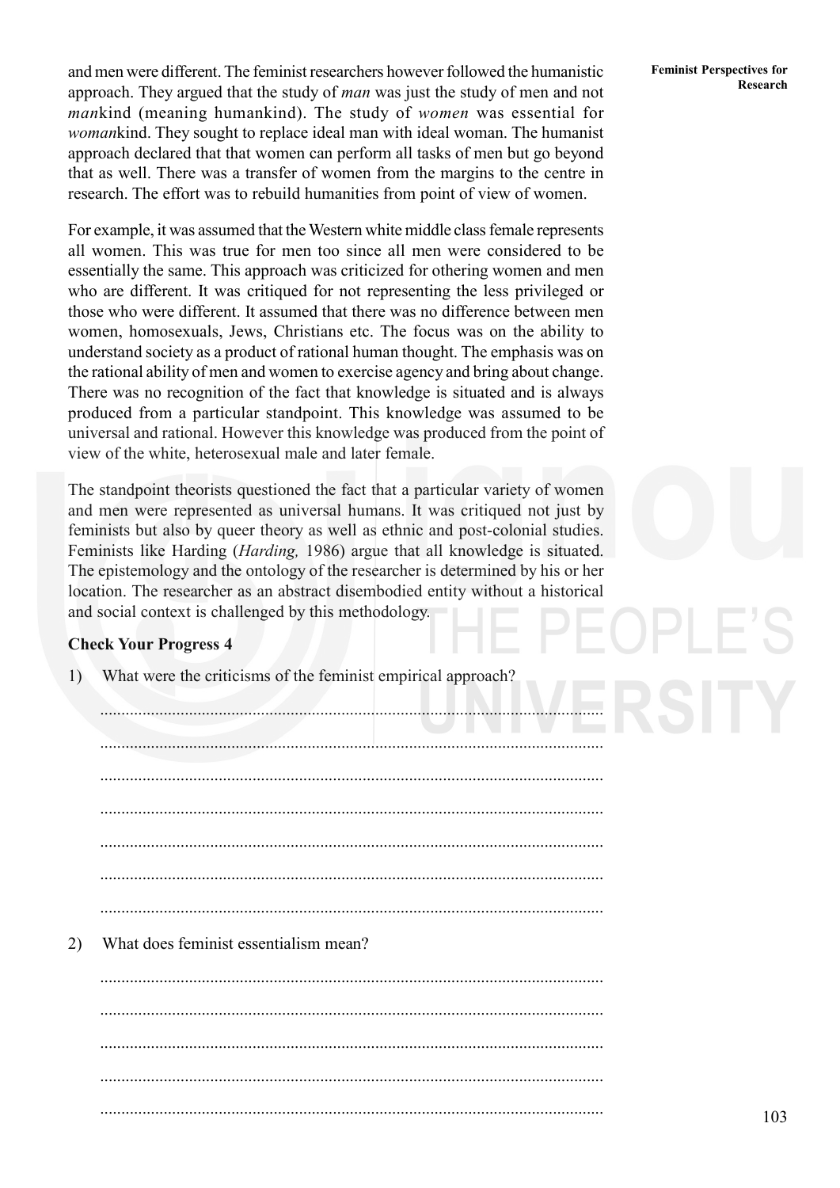and men were different. The feminist researchers however followed the humanistic approach. They argued that the study of *man* was just the study of men and not *man*kind (meaning humankind). The study of *women* was essential for *woman*kind. They sought to replace ideal man with ideal woman. The humanist approach declared that that women can perform all tasks of men but go beyond that as well. There was a transfer of women from the margins to the centre in research. The effort was to rebuild humanities from point of view of women.

For example, it was assumed that the Western white middle class female represents all women. This was true for men too since all men were considered to be essentially the same. This approach was criticized for othering women and men who are different. It was critiqued for not representing the less privileged or those who were different. It assumed that there was no difference between men women, homosexuals, Jews, Christians etc. The focus was on the ability to understand society as a product of rational human thought. The emphasis was on the rational ability of men and women to exercise agency and bring about change. There was no recognition of the fact that knowledge is situated and is always produced from a particular standpoint. This knowledge was assumed to be universal and rational. However this knowledge was produced from the point of view of the white, heterosexual male and later female.

The standpoint theorists questioned the fact that a particular variety of women and men were represented as universal humans. It was critiqued not just by feminists but also by queer theory as well as ethnic and post-colonial studies. Feminists like Harding (*Harding,* 1986) argue that all knowledge is situated. The epistemology and the ontology of the researcher is determined by his or her location. The researcher as an abstract disembodied entity without a historical and social context is challenged by this methodology.

**Check Your Progress 4**

1) What were the criticisms of the feminist empirical approach?

.....................................................................................................................

.....................................................................................................................

.....................................................................................................................

.....................................................................................................................

.....................................................................................................................

.....................................................................................................................

.....................................................................................................................

2) What does feminist essentialism mean?

.....................................................................................................................

.....................................................................................................................

.....................................................................................................................

.....................................................................................................................

.....................................................................................................................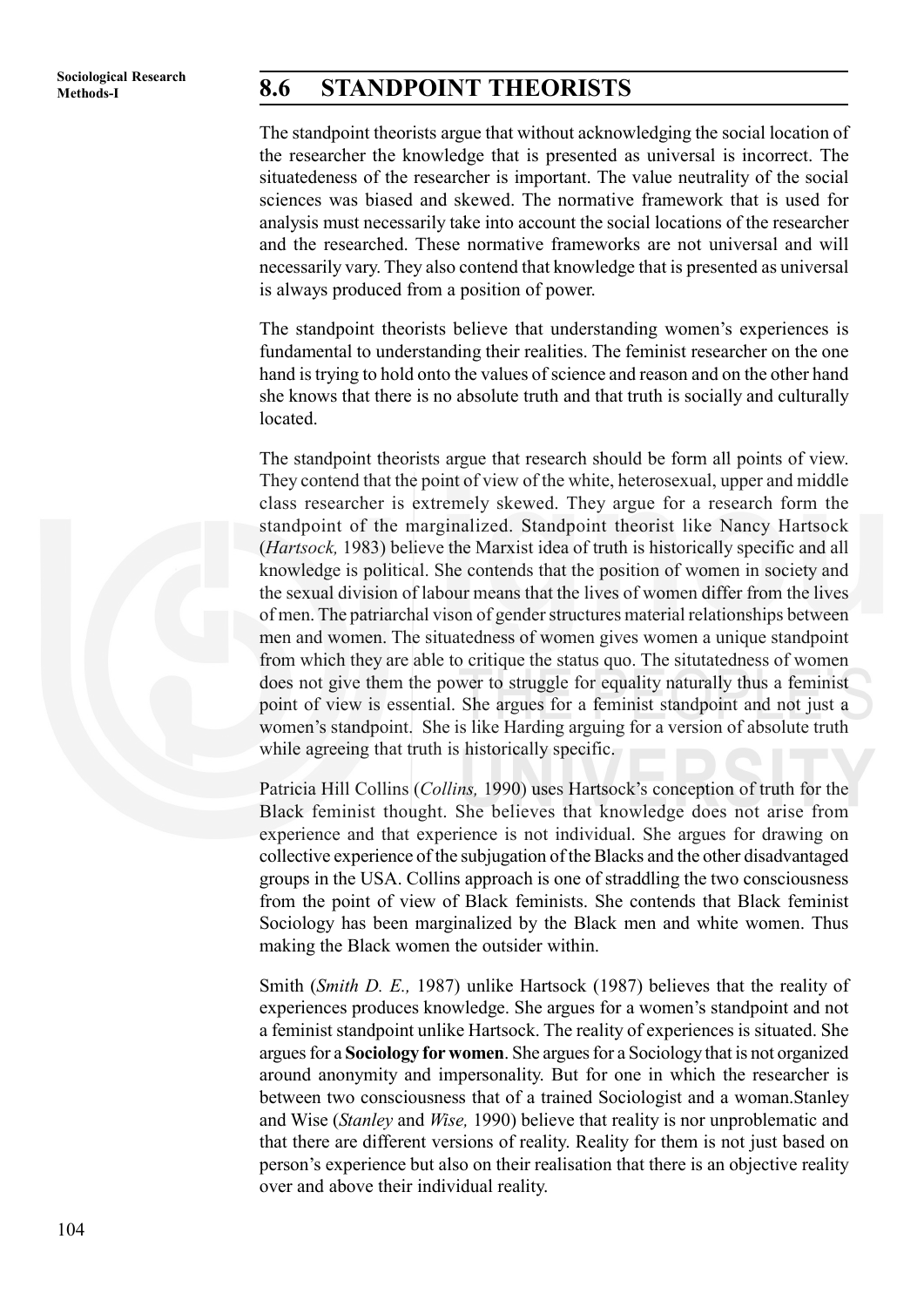## 8.6 STANDPOINT THEORISTS

The standpoint theorists argue that without acknowledging the social location of the researcher the knowledge that is presented as universal is incorrect. The situatedeness of the researcher is important. The value neutrality of the social sciences was biased and skewed. The normative framework that is used for analysis must necessarily take into account the social locations of the researcher and the researched. These normative frameworks are not universal and will necessarily vary. They also contend that knowledge that is presented as universal is always produced from a position of power.

The standpoint theorists believe that understanding women's experiences is fundamental to understanding their realities. The feminist researcher on the one hand is trying to hold onto the values of science and reason and on the other hand she knows that there is no absolute truth and that truth is socially and culturally located.

The standpoint theorists argue that research should be form all points of view. They contend that the point of view of the white, heterosexual, upper and middle class researcher is extremely skewed. They argue for a research form the standpoint of the marginalized. Standpoint theorist like Nancy Hartsock (*Hartsock,* 1983) believe the Marxist idea of truth is historically specific and all knowledge is political. She contends that the position of women in society and the sexual division of labour means that the lives of women differ from the lives of men. The patriarchal vison of gender structures material relationships between men and women. The situatedness of women gives women a unique standpoint from which they are able to critique the status quo. The situtatedness of women does not give them the power to struggle for equality naturally thus a feminist point of view is essential. She argues for a feminist standpoint and not just a women's standpoint. She is like Harding arguing for a version of absolute truth while agreeing that truth is historically specific.

Patricia Hill Collins (*Collins,* 1990) uses Hartsock's conception of truth for the Black feminist thought. She believes that knowledge does not arise from experience and that experience is not individual. She argues for drawing on collective experience of the subjugation of the Blacks and the other disadvantaged groups in the USA. Collins approach is one of straddling the two consciousness from the point of view of Black feminists. She contends that Black feminist Sociology has been marginalized by the Black men and white women. Thus making the Black women the outsider within.

Smith (*Smith D. E.,* 1987) unlike Hartsock (1987) believes that the reality of experiences produces knowledge. She argues for a women's standpoint and not a feminist standpoint unlike Hartsock. The reality of experiences is situated. She argues for a **Sociology for women**. She argues for a Sociology that is not organized around anonymity and impersonality. But for one in which the researcher is between two consciousness that of a trained Sociologist and a woman.Stanley and Wise (*Stanley* and *Wise,* 1990) believe that reality is nor unproblematic and that there are different versions of reality. Reality for them is not just based on person's experience but also on their realisation that there is an objective reality over and above their individual reality.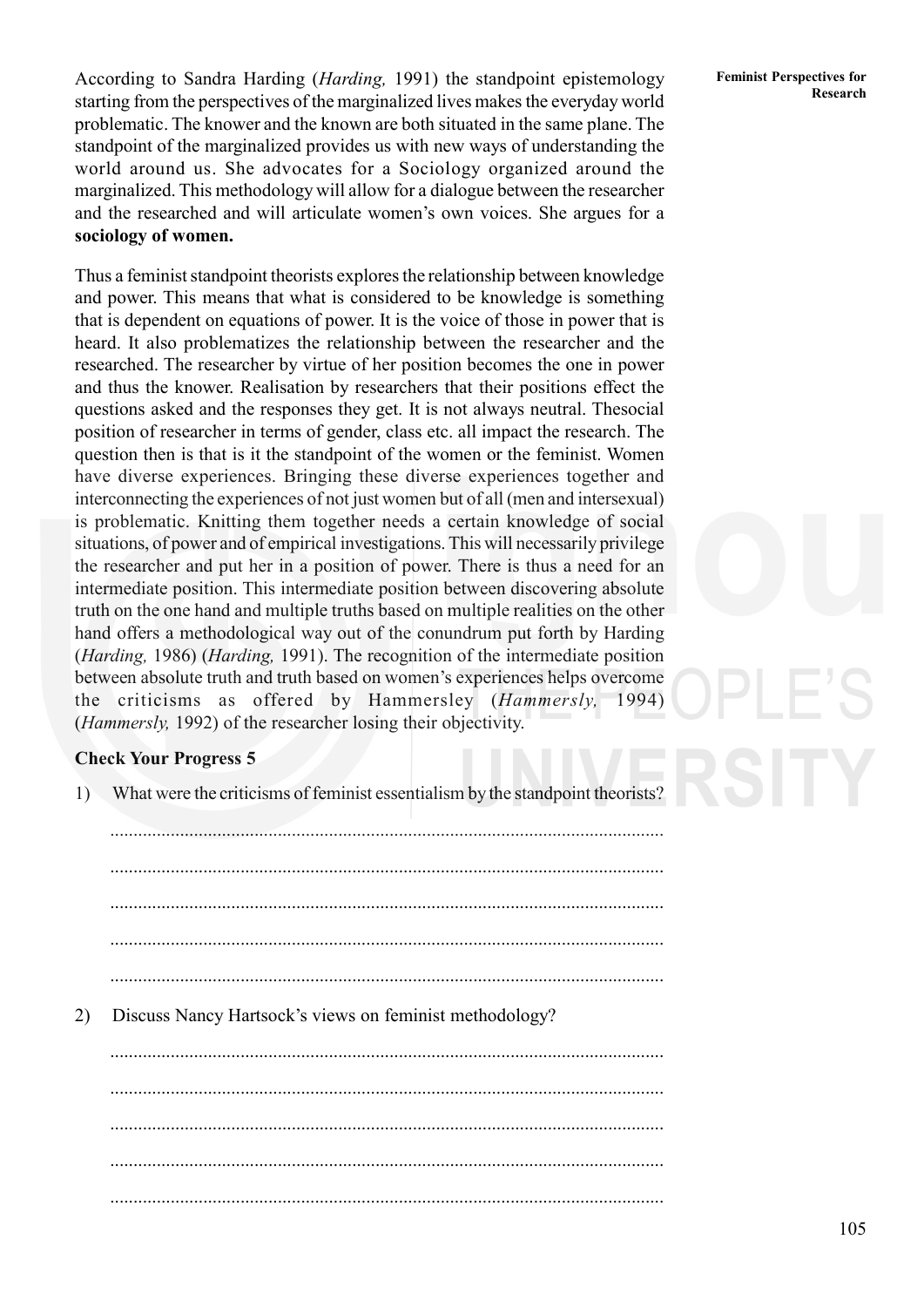According to Sandra Harding (*Harding,* 1991) the standpoint epistemology starting from the perspectives of the marginalized lives makes the everyday world problematic. The knower and the known are both situated in the same plane. The standpoint of the marginalized provides us with new ways of understanding the world around us. She advocates for a Sociology organized around the marginalized. This methodology will allow for a dialogue between the researcher and the researched and will articulate women's own voices. She argues for a **sociology of women.**

Thus a feminist standpoint theorists explores the relationship between knowledge and power. This means that what is considered to be knowledge is something that is dependent on equations of power. It is the voice of those in power that is heard. It also problematizes the relationship between the researcher and the researched. The researcher by virtue of her position becomes the one in power and thus the knower. Realisation by researchers that their positions effect the questions asked and the responses they get. It is not always neutral. Thesocial position of researcher in terms of gender, class etc. all impact the research. The question then is that is it the standpoint of the women or the feminist. Women have diverse experiences. Bringing these diverse experiences together and interconnecting the experiences of not just women but of all (men and intersexual) is problematic. Knitting them together needs a certain knowledge of social situations, of power and of empirical investigations. This will necessarily privilege the researcher and put her in a position of power. There is thus a need for an intermediate position. This intermediate position between discovering absolute truth on the one hand and multiple truths based on multiple realities on the other hand offers a methodological way out of the conundrum put forth by Harding (*Harding,* 1986) (*Harding,* 1991). The recognition of the intermediate position between absolute truth and truth based on women's experiences helps overcome the criticisms as offered by Hammersley (*Hammersly,* 1994) (*Hammersly,* 1992) of the researcher losing their objectivity.

**Check Your Progress 5**

1) What were the criticisms of feminist essentialism by the standpoint theorists?

.....................................................................................................................

.....................................................................................................................

.....................................................................................................................

.....................................................................................................................

.....................................................................................................................

2) Discuss Nancy Hartsock's views on feminist methodology?

.....................................................................................................................

.....................................................................................................................

.....................................................................................................................

.....................................................................................................................

.....................................................................................................................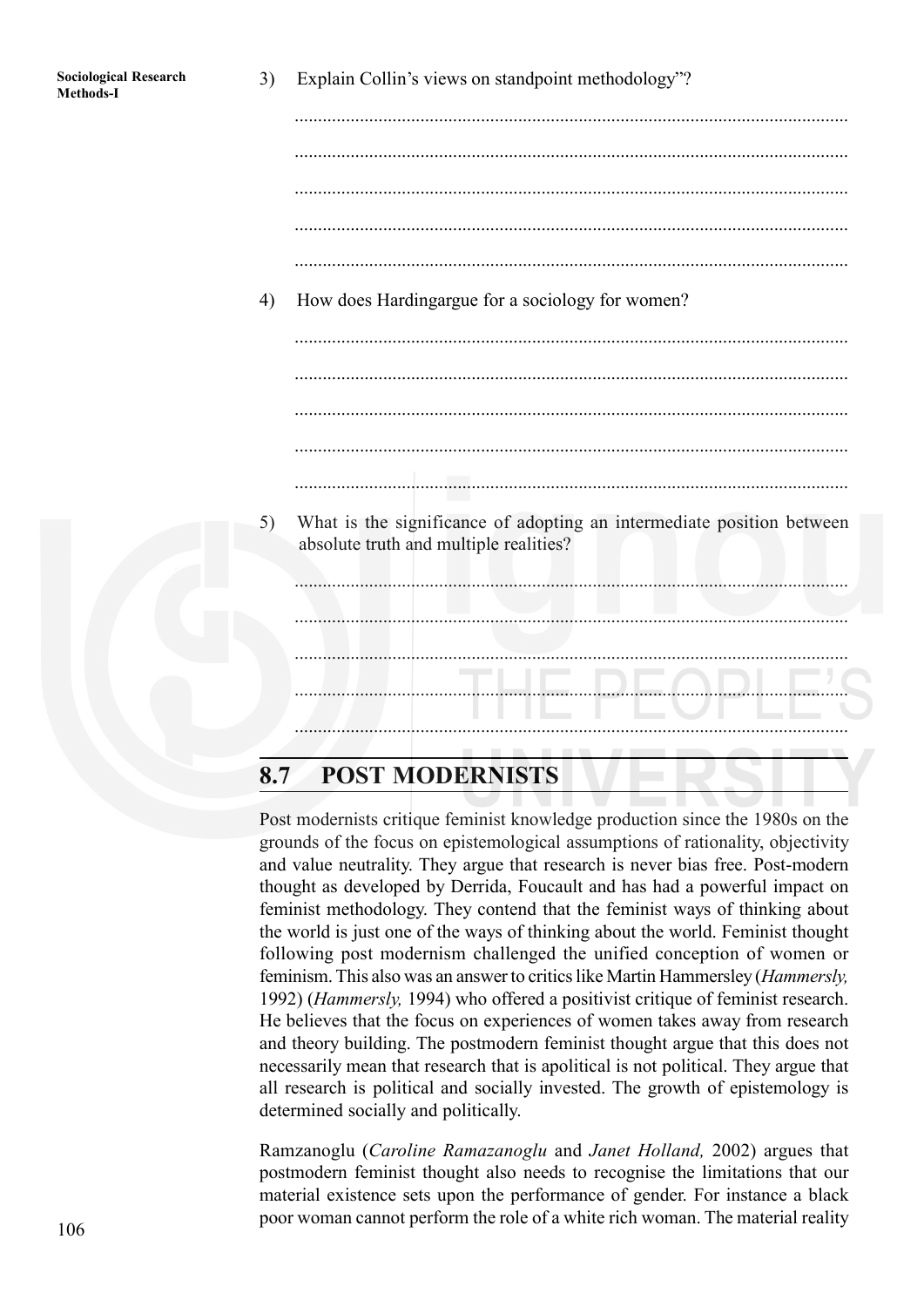3) Explain Collin's views on standpoint methodology"?

......................................................................................................................

......................................................................................................................

......................................................................................................................

......................................................................................................................

......................................................................................................................

4) How does Hardingargue for a sociology for women?

......................................................................................................................

......................................................................................................................

......................................................................................................................

......................................................................................................................

......................................................................................................................

5) What is the significance of adopting an intermediate position between absolute truth and multiple realities?

......................................................................................................................

......................................................................................................................

......................................................................................................................

......................................................................................................................

......................................................................................................................

## 8.7 POST MODERNISTS

Post modernists critique feminist knowledge production since the 1980s on the grounds of the focus on epistemological assumptions of rationality, objectivity and value neutrality. They argue that research is never bias free. Post-modern thought as developed by Derrida, Foucault and has had a powerful impact on feminist methodology. They contend that the feminist ways of thinking about the world is just one of the ways of thinking about the world. Feminist thought following post modernism challenged the unified conception of women or feminism. This also was an answer to critics like Martin Hammersley (*Hammersly,* 1992) (*Hammersly,* 1994) who offered a positivist critique of feminist research. He believes that the focus on experiences of women takes away from research and theory building. The postmodern feminist thought argue that this does not necessarily mean that research that is apolitical is not political. They argue that all research is political and socially invested. The growth of epistemology is determined socially and politically.

Ramzanoglu (*Caroline Ramazanoglu* and *Janet Holland,* 2002) argues that postmodern feminist thought also needs to recognise the limitations that our material existence sets upon the performance of gender. For instance a black poor woman cannot perform the role of a white rich woman. The material reality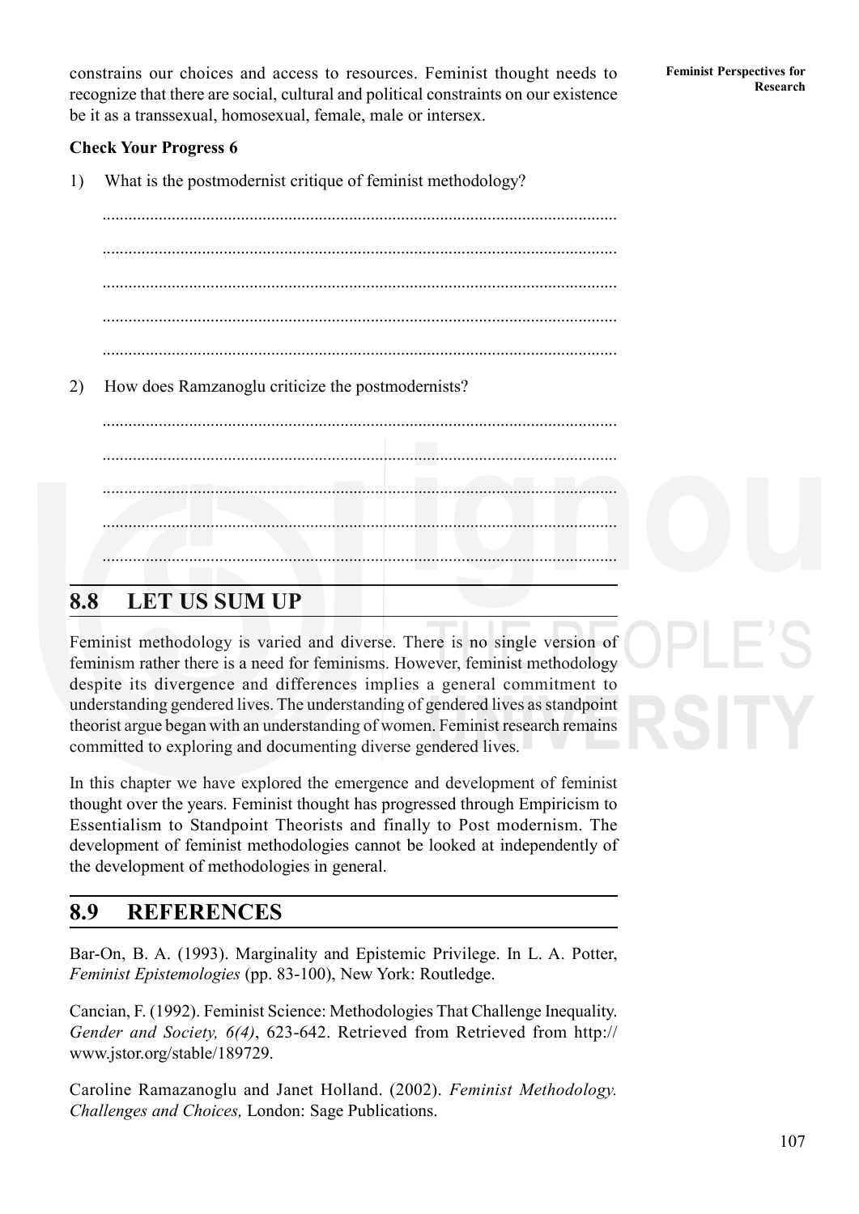constrains our choices and access to resources. Feminist thought needs to recognize that there are social, cultural and political constraints on our existence be it as a transsexual, homosexual, female, male or intersex.

**Check Your Progress 6**

1) What is the postmodernist critique of feminist methodology?

.....................................................................................................................

.....................................................................................................................

.....................................................................................................................

.....................................................................................................................

.....................................................................................................................

2) How does Ramzanoglu criticize the postmodernists?

.....................................................................................................................

.....................................................................................................................

.....................................................................................................................

.....................................................................................................................

.....................................................................................................................

## 8.8 LET US SUM UP

Feminist methodology is varied and diverse. There is no single version of feminism rather there is a need for feminisms. However, feminist methodology despite its divergence and differences implies a general commitment to understanding gendered lives. The understanding of gendered lives as standpoint theorist argue began with an understanding of women. Feminist research remains committed to exploring and documenting diverse gendered lives.

In this chapter we have explored the emergence and development of feminist thought over the years. Feminist thought has progressed through Empiricism to Essentialism to Standpoint Theorists and finally to Post modernism. The development of feminist methodologies cannot be looked at independently of the development of methodologies in general.

## 8.9 REFERENCES

Bar-On, B. A. (1993). Marginality and Epistemic Privilege. In L. A. Potter, *Feminist Epistemologies* (pp. 83-100), New York: Routledge.

Cancian, F. (1992). Feminist Science: Methodologies That Challenge Inequality. *Gender and Society, 6(4)*, 623-642. Retrieved from Retrieved from http://www.jstor.org/stable/189729.

Caroline Ramazanoglu and Janet Holland. (2002). *Feminist Methodology. Challenges and Choices,* London: Sage Publications.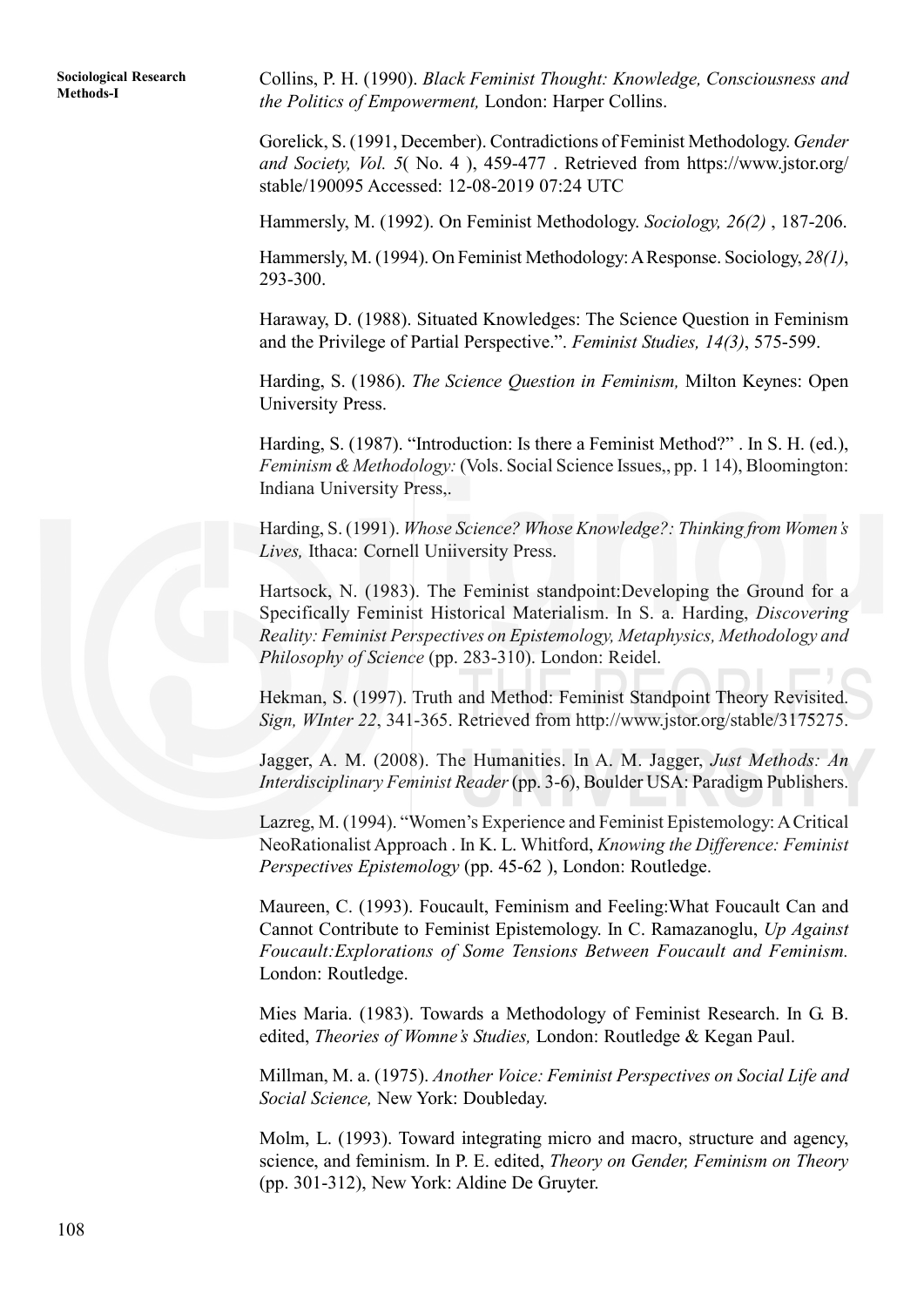Collins, P. H. (1990). *Black Feminist Thought: Knowledge, Consciousness and the Politics of Empowerment,* London: Harper Collins.

Gorelick, S. (1991, December). Contradictions of Feminist Methodology. *Gender and Society, Vol. 5*( No. 4 ), 459-477 . Retrieved from https://www.jstor.org/stable/190095 Accessed: 12-08-2019 07:24 UTC

Hammersly, M. (1992). On Feminist Methodology. *Sociology, 26(2)* , 187-206.

Hammersly, M. (1994). On Feminist Methodology: A Response. Sociology, *28(1)*, 293-300.

Haraway, D. (1988). Situated Knowledges: The Science Question in Feminism and the Privilege of Partial Perspective.". *Feminist Studies, 14(3)*, 575-599.

Harding, S. (1986). *The Science Question in Feminism,* Milton Keynes: Open University Press.

Harding, S. (1987). "Introduction: Is there a Feminist Method?" . In S. H. (ed.), *Feminism & Methodology:* (Vols. Social Science Issues,, pp. 1 14), Bloomington: Indiana University Press,.

Harding, S. (1991). *Whose Science? Whose Knowledge?: Thinking from Women's Lives,* Ithaca: Cornell Uniiversity Press.

Hartsock, N. (1983). The Feminist standpoint:Developing the Ground for a Specifically Feminist Historical Materialism. In S. a. Harding, *Discovering Reality: Feminist Perspectives on Epistemology, Metaphysics, Methodology and Philosophy of Science* (pp. 283-310). London: Reidel.

Hekman, S. (1997). Truth and Method: Feminist Standpoint Theory Revisited. *Sign, WInter 22*, 341-365. Retrieved from http://www.jstor.org/stable/3175275.

Jagger, A. M. (2008). The Humanities. In A. M. Jagger, *Just Methods: An Interdisciplinary Feminist Reader* (pp. 3-6), Boulder USA: Paradigm Publishers.

Lazreg, M. (1994). "Women's Experience and Feminist Epistemology: A Critical NeoRationalist Approach . In K. L. Whitford, *Knowing the Difference: Feminist Perspectives Epistemology* (pp. 45-62 ), London: Routledge.

Maureen, C. (1993). Foucault, Feminism and Feeling:What Foucault Can and Cannot Contribute to Feminist Epistemology. In C. Ramazanoglu, *Up Against Foucault:Explorations of Some Tensions Between Foucault and Feminism.* London: Routledge.

Mies Maria. (1983). Towards a Methodology of Feminist Research. In G. B. edited, *Theories of Womne's Studies,* London: Routledge & Kegan Paul.

Millman, M. a. (1975). *Another Voice: Feminist Perspectives on Social Life and Social Science,* New York: Doubleday.

Molm, L. (1993). Toward integrating micro and macro, structure and agency, science, and feminism. In P. E. edited, *Theory on Gender, Feminism on Theory* (pp. 301-312), New York: Aldine De Gruyter.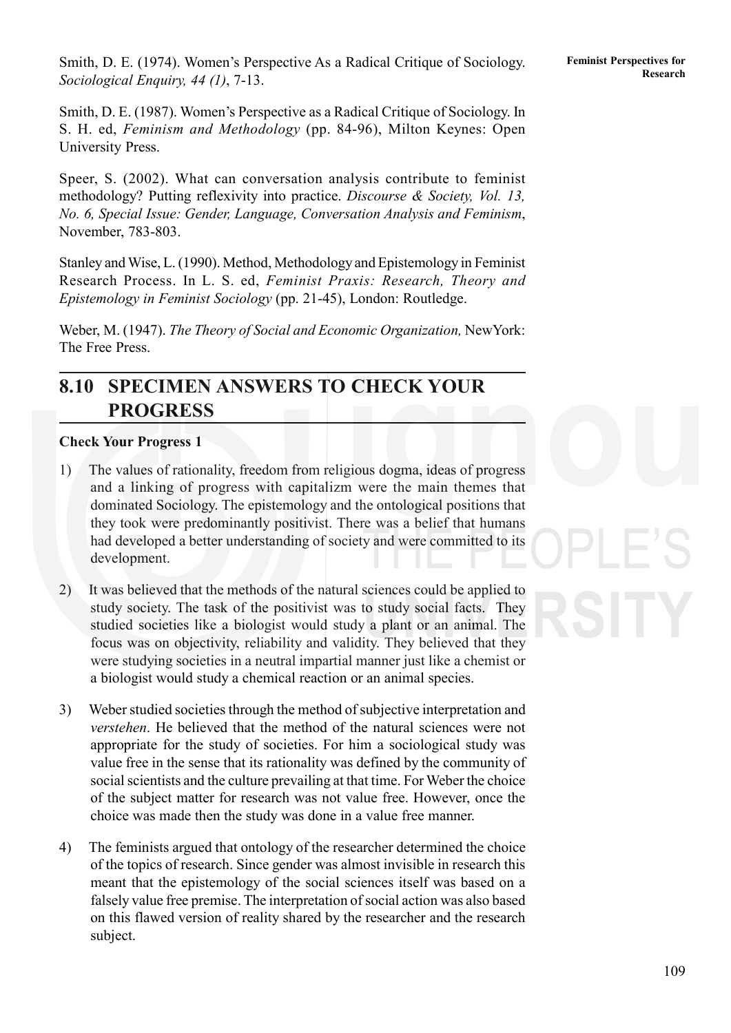Smith, D. E. (1974). Women's Perspective As a Radical Critique of Sociology. *Sociological Enquiry, 44 (1)*, 7-13.

Smith, D. E. (1987). Women's Perspective as a Radical Critique of Sociology. In S. H. ed, *Feminism and Methodology* (pp. 84-96), Milton Keynes: Open University Press.

Speer, S. (2002). What can conversation analysis contribute to feminist methodology? Putting reflexivity into practice. *Discourse & Society, Vol. 13, No. 6, Special Issue: Gender, Language, Conversation Analysis and Feminism*, November, 783-803.

Stanley and Wise, L. (1990). Method, Methodology and Epistemology in Feminist Research Process. In L. S. ed, *Feminist Praxis: Research, Theory and Epistemology in Feminist Sociology* (pp. 21-45), London: Routledge.

Weber, M. (1947). *The Theory of Social and Economic Organization,* NewYork: The Free Press.

## 8.10 SPECIMEN ANSWERS TO CHECK YOUR PROGRESS

**Check Your Progress 1**

1) The values of rationality, freedom from religious dogma, ideas of progress and a linking of progress with capitalizm were the main themes that dominated Sociology. The epistemology and the ontological positions that they took were predominantly positivist. There was a belief that humans had developed a better understanding of society and were committed to its development.

2) It was believed that the methods of the natural sciences could be applied to study society. The task of the positivist was to study social facts. They studied societies like a biologist would study a plant or an animal. The focus was on objectivity, reliability and validity. They believed that they were studying societies in a neutral impartial manner just like a chemist or a biologist would study a chemical reaction or an animal species.

3) Weber studied societies through the method of subjective interpretation and *verstehen*. He believed that the method of the natural sciences were not appropriate for the study of societies. For him a sociological study was value free in the sense that its rationality was defined by the community of social scientists and the culture prevailing at that time. For Weber the choice of the subject matter for research was not value free. However, once the choice was made then the study was done in a value free manner.

4) The feminists argued that ontology of the researcher determined the choice of the topics of research. Since gender was almost invisible in research this meant that the epistemology of the social sciences itself was based on a falsely value free premise. The interpretation of social action was also based on this flawed version of reality shared by the researcher and the research subject.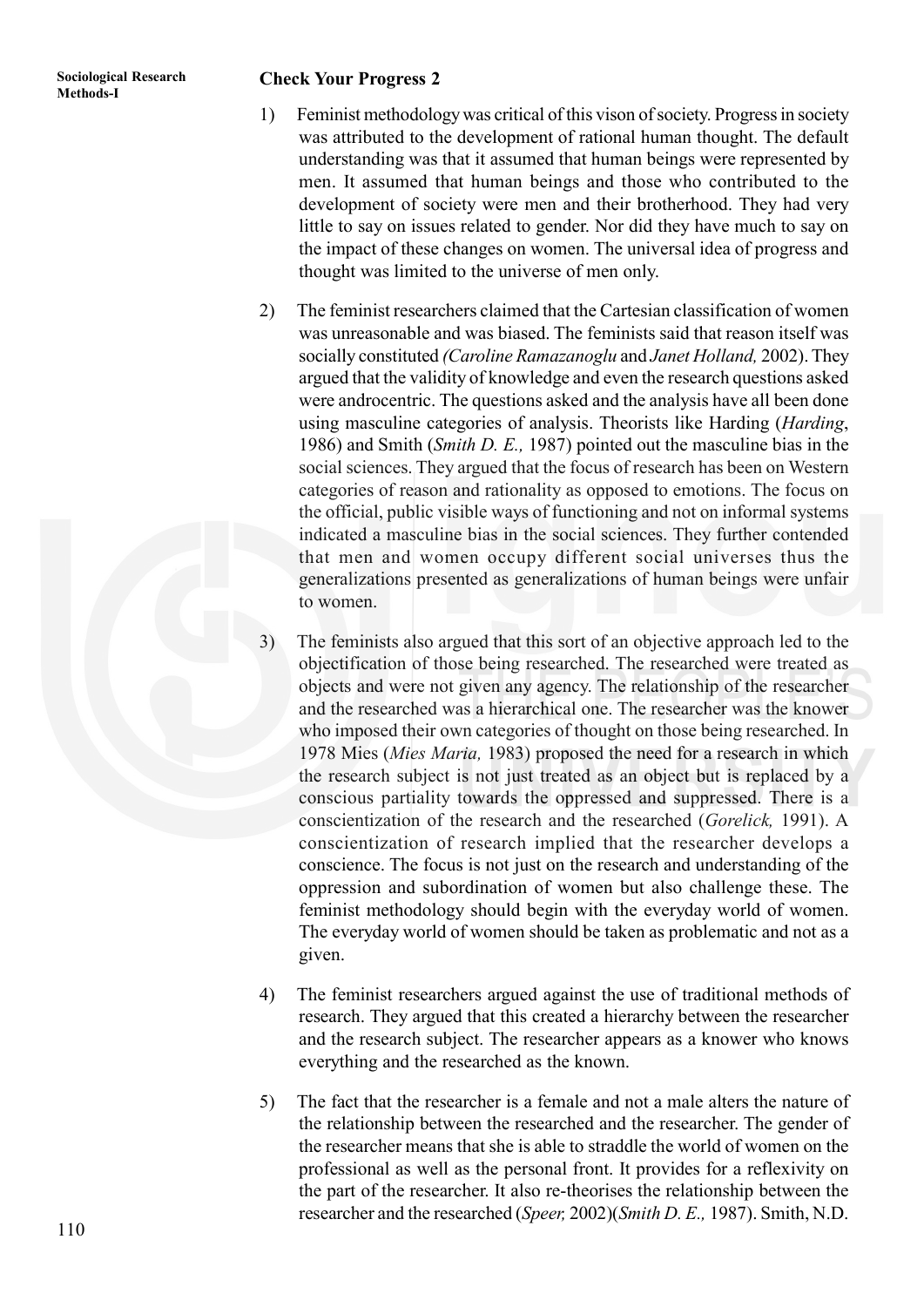### Check Your Progress 2

1) Feminist methodology was critical of this vison of society. Progress in society was attributed to the development of rational human thought. The default understanding was that it assumed that human beings were represented by men. It assumed that human beings and those who contributed to the development of society were men and their brotherhood. They had very little to say on issues related to gender. Nor did they have much to say on the impact of these changes on women. The universal idea of progress and thought was limited to the universe of men only.

2) The feminist researchers claimed that the Cartesian classification of women was unreasonable and was biased. The feminists said that reason itself was socially constituted *(Caroline Ramazanoglu* and *Janet Holland,* 2002). They argued that the validity of knowledge and even the research questions asked were androcentric. The questions asked and the analysis have all been done using masculine categories of analysis. Theorists like Harding (*Harding*, 1986) and Smith (*Smith D. E.,* 1987) pointed out the masculine bias in the social sciences. They argued that the focus of research has been on Western categories of reason and rationality as opposed to emotions. The focus on the official, public visible ways of functioning and not on informal systems indicated a masculine bias in the social sciences. They further contended that men and women occupy different social universes thus the generalizations presented as generalizations of human beings were unfair to women.

3) The feminists also argued that this sort of an objective approach led to the objectification of those being researched. The researched were treated as objects and were not given any agency. The relationship of the researcher and the researched was a hierarchical one. The researcher was the knower who imposed their own categories of thought on those being researched. In 1978 Mies (*Mies Maria,* 1983) proposed the need for a research in which the research subject is not just treated as an object but is replaced by a conscious partiality towards the oppressed and suppressed. There is a conscientization of the research and the researched (*Gorelick,* 1991). A conscientization of research implied that the researcher develops a conscience. The focus is not just on the research and understanding of the oppression and subordination of women but also challenge these. The feminist methodology should begin with the everyday world of women. The everyday world of women should be taken as problematic and not as a given.

4) The feminist researchers argued against the use of traditional methods of research. They argued that this created a hierarchy between the researcher and the research subject. The researcher appears as a knower who knows everything and the researched as the known.

5) The fact that the researcher is a female and not a male alters the nature of the relationship between the researched and the researcher. The gender of the researcher means that she is able to straddle the world of women on the professional as well as the personal front. It provides for a reflexivity on the part of the researcher. It also re-theorises the relationship between the researcher and the researched (*Speer,* 2002)(*Smith D. E.,* 1987). Smith, N.D.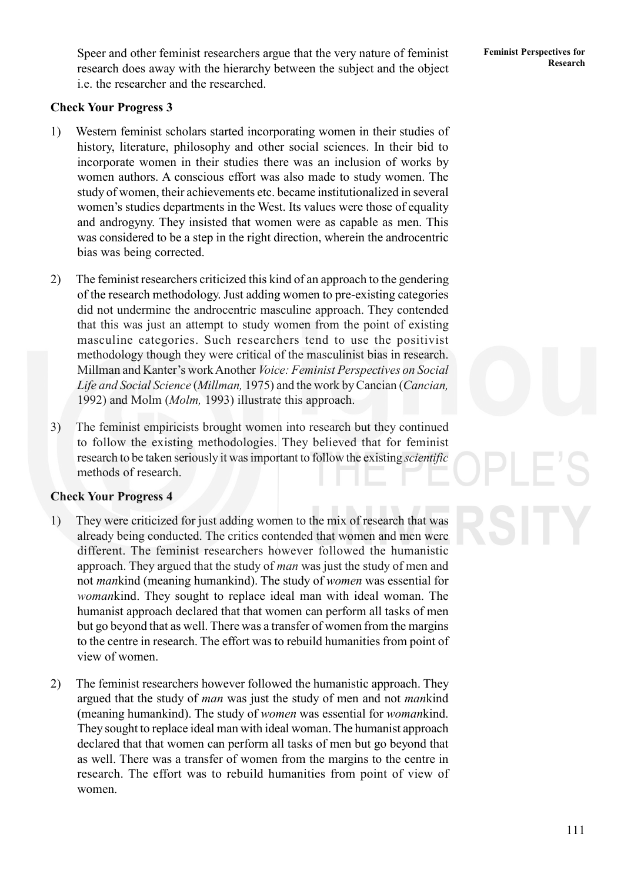Speer and other feminist researchers argue that the very nature of feminist research does away with the hierarchy between the subject and the object i.e. the researcher and the researched.

**Check Your Progress 3**

1) Western feminist scholars started incorporating women in their studies of history, literature, philosophy and other social sciences. In their bid to incorporate women in their studies there was an inclusion of works by women authors. A conscious effort was also made to study women. The study of women, their achievements etc. became institutionalized in several women's studies departments in the West. Its values were those of equality and androgyny. They insisted that women were as capable as men. This was considered to be a step in the right direction, wherein the androcentric bias was being corrected.

2) The feminist researchers criticized this kind of an approach to the gendering of the research methodology. Just adding women to pre-existing categories did not undermine the androcentric masculine approach. They contended that this was just an attempt to study women from the point of existing masculine categories. Such researchers tend to use the positivist methodology though they were critical of the masculinist bias in research. Millman and Kanter's work Another *Voice: Feminist Perspectives on Social Life and Social Science* (*Millman,* 1975) and the work by Cancian (*Cancian,* 1992) and Molm (*Molm,* 1993) illustrate this approach.

3) The feminist empiricists brought women into research but they continued to follow the existing methodologies. They believed that for feminist research to be taken seriously it was important to follow the existing *scientific* methods of research.

**Check Your Progress 4**

1) They were criticized for just adding women to the mix of research that was already being conducted. The critics contended that women and men were different. The feminist researchers however followed the humanistic approach. They argued that the study of *man* was just the study of men and not *man*kind (meaning humankind). The study of *women* was essential for *woman*kind. They sought to replace ideal man with ideal woman. The humanist approach declared that that women can perform all tasks of men but go beyond that as well. There was a transfer of women from the margins to the centre in research. The effort was to rebuild humanities from point of view of women.

2) The feminist researchers however followed the humanistic approach. They argued that the study of *man* was just the study of men and not *man*kind (meaning humankind). The study of *women* was essential for *woman*kind. They sought to replace ideal man with ideal woman. The humanist approach declared that that women can perform all tasks of men but go beyond that as well. There was a transfer of women from the margins to the centre in research. The effort was to rebuild humanities from point of view of women.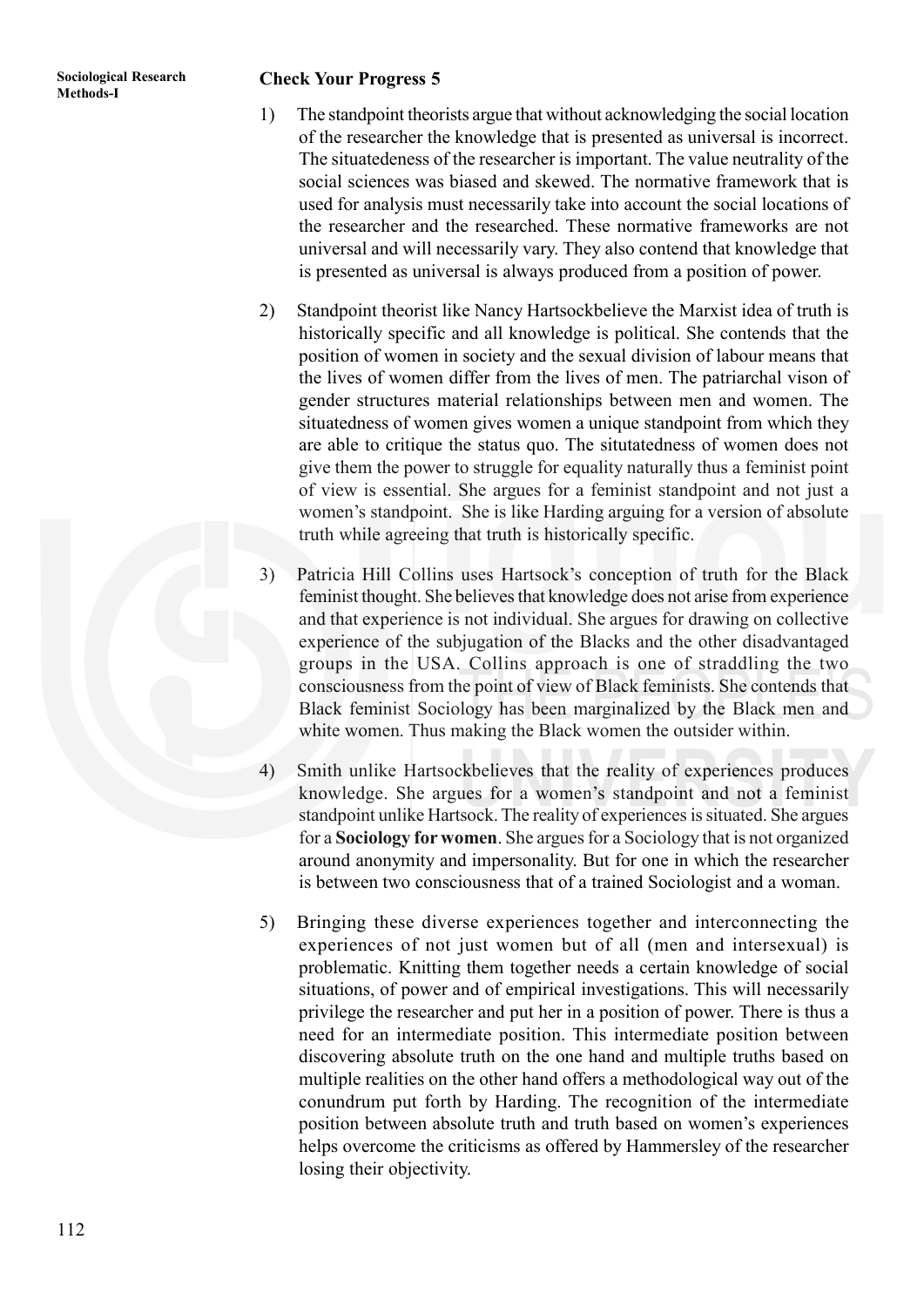### Check Your Progress 5

1) The standpoint theorists argue that without acknowledging the social location of the researcher the knowledge that is presented as universal is incorrect. The situatedeness of the researcher is important. The value neutrality of the social sciences was biased and skewed. The normative framework that is used for analysis must necessarily take into account the social locations of the researcher and the researched. These normative frameworks are not universal and will necessarily vary. They also contend that knowledge that is presented as universal is always produced from a position of power.

2) Standpoint theorist like Nancy Hartsockbelieve the Marxist idea of truth is historically specific and all knowledge is political. She contends that the position of women in society and the sexual division of labour means that the lives of women differ from the lives of men. The patriarchal vison of gender structures material relationships between men and women. The situatedness of women gives women a unique standpoint from which they are able to critique the status quo. The situtatedness of women does not give them the power to struggle for equality naturally thus a feminist point of view is essential. She argues for a feminist standpoint and not just a women's standpoint. She is like Harding arguing for a version of absolute truth while agreeing that truth is historically specific.

3) Patricia Hill Collins uses Hartsock's conception of truth for the Black feminist thought. She believes that knowledge does not arise from experience and that experience is not individual. She argues for drawing on collective experience of the subjugation of the Blacks and the other disadvantaged groups in the USA. Collins approach is one of straddling the two consciousness from the point of view of Black feminists. She contends that Black feminist Sociology has been marginalized by the Black men and white women. Thus making the Black women the outsider within.

4) Smith unlike Hartsockbelieves that the reality of experiences produces knowledge. She argues for a women's standpoint and not a feminist standpoint unlike Hartsock. The reality of experiences is situated. She argues for a **Sociology for women**. She argues for a Sociology that is not organized around anonymity and impersonality. But for one in which the researcher is between two consciousness that of a trained Sociologist and a woman.

5) Bringing these diverse experiences together and interconnecting the experiences of not just women but of all (men and intersexual) is problematic. Knitting them together needs a certain knowledge of social situations, of power and of empirical investigations. This will necessarily privilege the researcher and put her in a position of power. There is thus a need for an intermediate position. This intermediate position between discovering absolute truth on the one hand and multiple truths based on multiple realities on the other hand offers a methodological way out of the conundrum put forth by Harding. The recognition of the intermediate position between absolute truth and truth based on women's experiences helps overcome the criticisms as offered by Hammersley of the researcher losing their objectivity.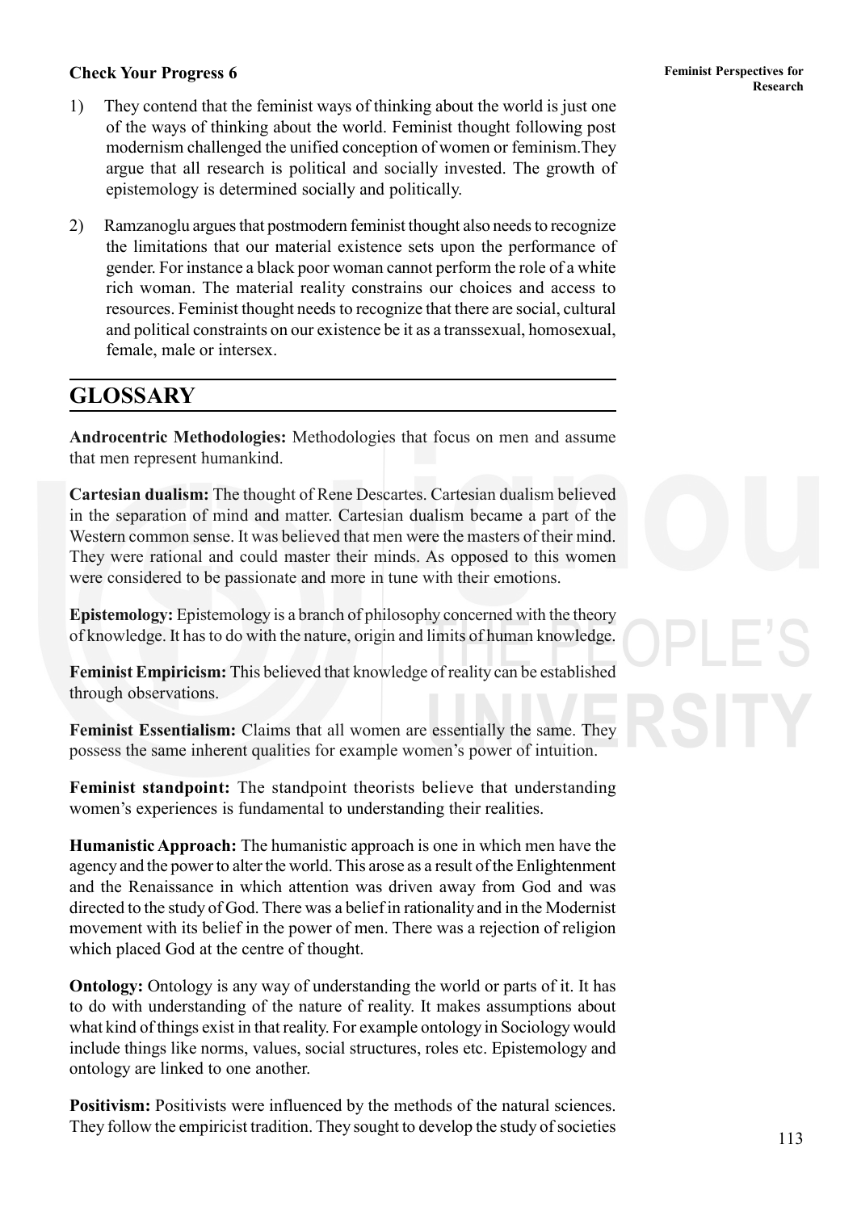**Check Your Progress 6**

1) They contend that the feminist ways of thinking about the world is just one of the ways of thinking about the world. Feminist thought following post modernism challenged the unified conception of women or feminism.They argue that all research is political and socially invested. The growth of epistemology is determined socially and politically.

2) Ramzanoglu argues that postmodern feminist thought also needs to recognize the limitations that our material existence sets upon the performance of gender. For instance a black poor woman cannot perform the role of a white rich woman. The material reality constrains our choices and access to resources. Feminist thought needs to recognize that there are social, cultural and political constraints on our existence be it as a transsexual, homosexual, female, male or intersex.

## GLOSSARY

**Androcentric Methodologies:** Methodologies that focus on men and assume that men represent humankind.

**Cartesian dualism:** The thought of Rene Descartes. Cartesian dualism believed in the separation of mind and matter. Cartesian dualism became a part of the Western common sense. It was believed that men were the masters of their mind. They were rational and could master their minds. As opposed to this women were considered to be passionate and more in tune with their emotions.

**Epistemology:** Epistemology is a branch of philosophy concerned with the theory of knowledge. It has to do with the nature, origin and limits of human knowledge.

**Feminist Empiricism:** This believed that knowledge of reality can be established through observations.

**Feminist Essentialism:** Claims that all women are essentially the same. They possess the same inherent qualities for example women's power of intuition.

**Feminist standpoint:** The standpoint theorists believe that understanding women's experiences is fundamental to understanding their realities.

**Humanistic Approach:** The humanistic approach is one in which men have the agency and the power to alter the world. This arose as a result of the Enlightenment and the Renaissance in which attention was driven away from God and was directed to the study of God. There was a belief in rationality and in the Modernist movement with its belief in the power of men. There was a rejection of religion which placed God at the centre of thought.

**Ontology:** Ontology is any way of understanding the world or parts of it. It has to do with understanding of the nature of reality. It makes assumptions about what kind of things exist in that reality. For example ontology in Sociology would include things like norms, values, social structures, roles etc. Epistemology and ontology are linked to one another.

**Positivism:** Positivists were influenced by the methods of the natural sciences. They follow the empiricist tradition. They sought to develop the study of societies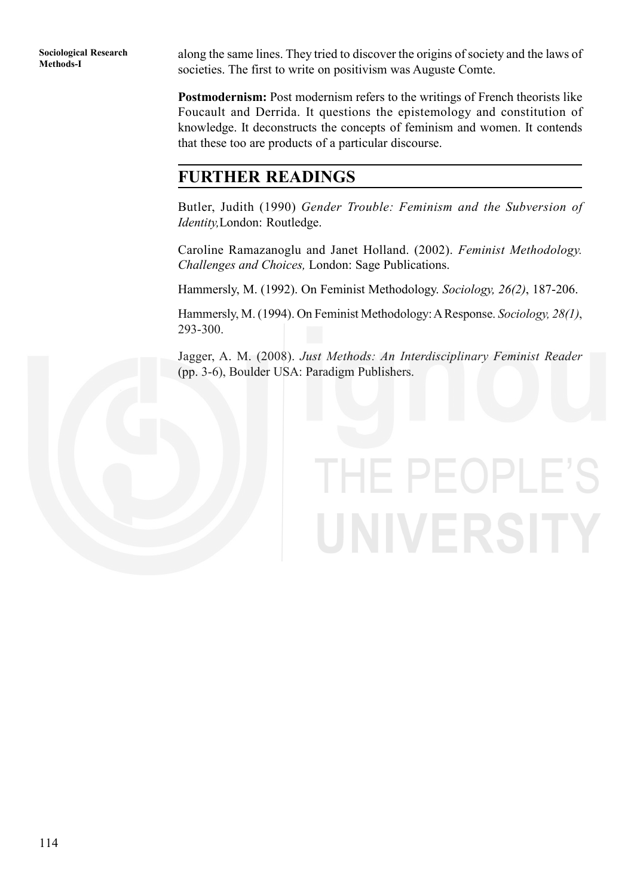along the same lines. They tried to discover the origins of society and the laws of societies. The first to write on positivism was Auguste Comte.

**Postmodernism:** Post modernism refers to the writings of French theorists like Foucault and Derrida. It questions the epistemology and constitution of knowledge. It deconstructs the concepts of feminism and women. It contends that these too are products of a particular discourse.

## FURTHER READINGS

Butler, Judith (1990) *Gender Trouble: Feminism and the Subversion of Identity,*London: Routledge.

Caroline Ramazanoglu and Janet Holland. (2002). *Feminist Methodology. Challenges and Choices,* London: Sage Publications.

Hammersly, M. (1992). On Feminist Methodology. *Sociology, 26(2)*, 187-206.

Hammersly, M. (1994). On Feminist Methodology: A Response. *Sociology, 28(1)*, 293-300.

Jagger, A. M. (2008). *Just Methods: An Interdisciplinary Feminist Reader* (pp. 3-6), Boulder USA: Paradigm Publishers.